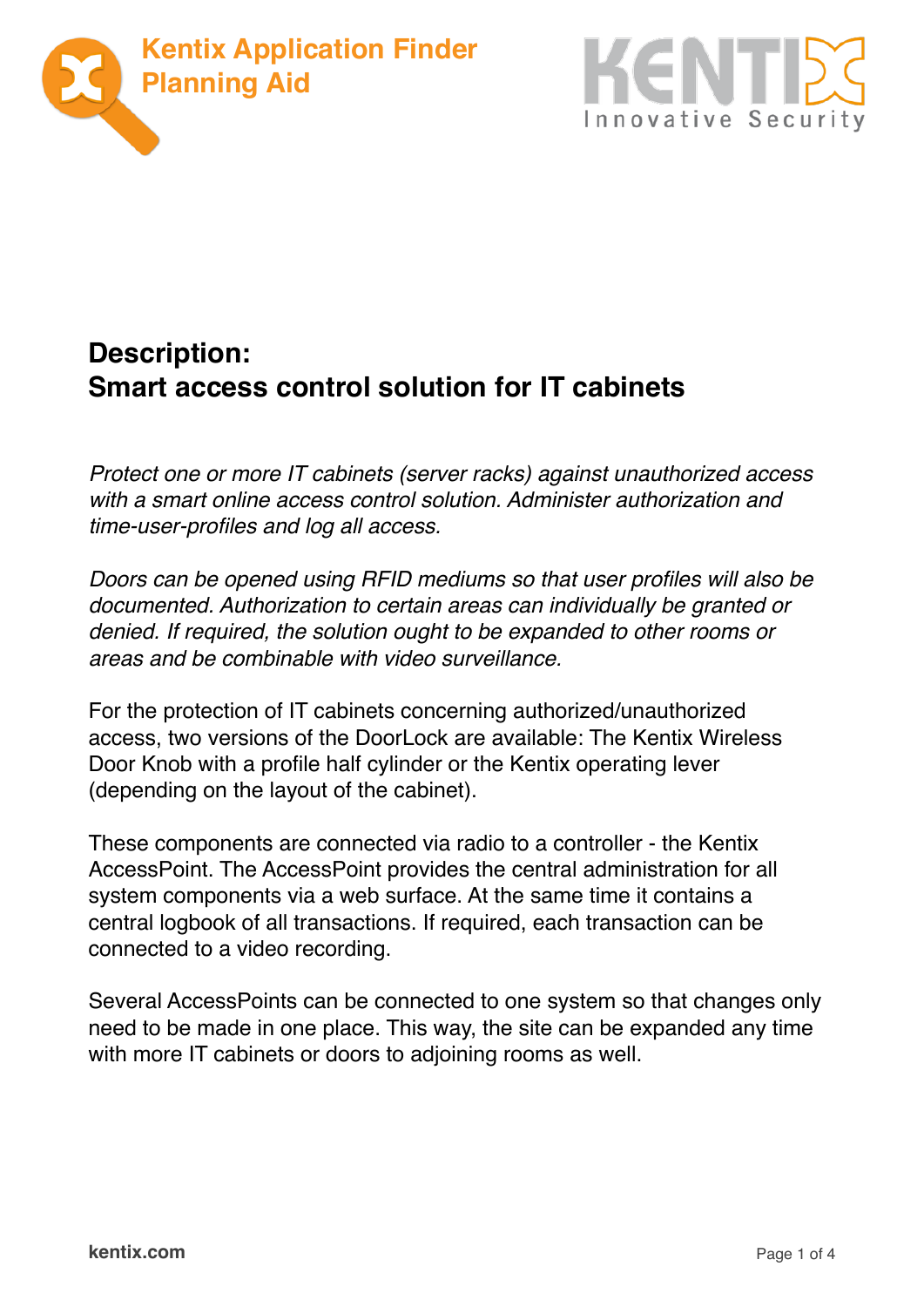# Kentix Application Finder Planning Aid

## Description:
## Smart access control solution for IT cabinets

*Protect one or more IT cabinets (server racks) against unauthorized access with a smart online access control solution. Administer authorization and time-user-profiles and log all access.*

*Doors can be opened using RFID mediums so that user profiles will also be documented. Authorization to certain areas can individually be granted or denied. If required, the solution ought to be expanded to other rooms or areas and be combinable with video surveillance.*

For the protection of IT cabinets concerning authorized/unauthorized access, two versions of the DoorLock are available: The Kentix Wireless Door Knob with a profile half cylinder or the Kentix operating lever (depending on the layout of the cabinet).

These components are connected via radio to a controller - the Kentix AccessPoint. The AccessPoint provides the central administration for all system components via a web surface. At the same time it contains a central logbook of all transactions. If required, each transaction can be connected to a video recording.

Several AccessPoints can be connected to one system so that changes only need to be made in one place. This way, the site can be expanded any time with more IT cabinets or doors to adjoining rooms as well.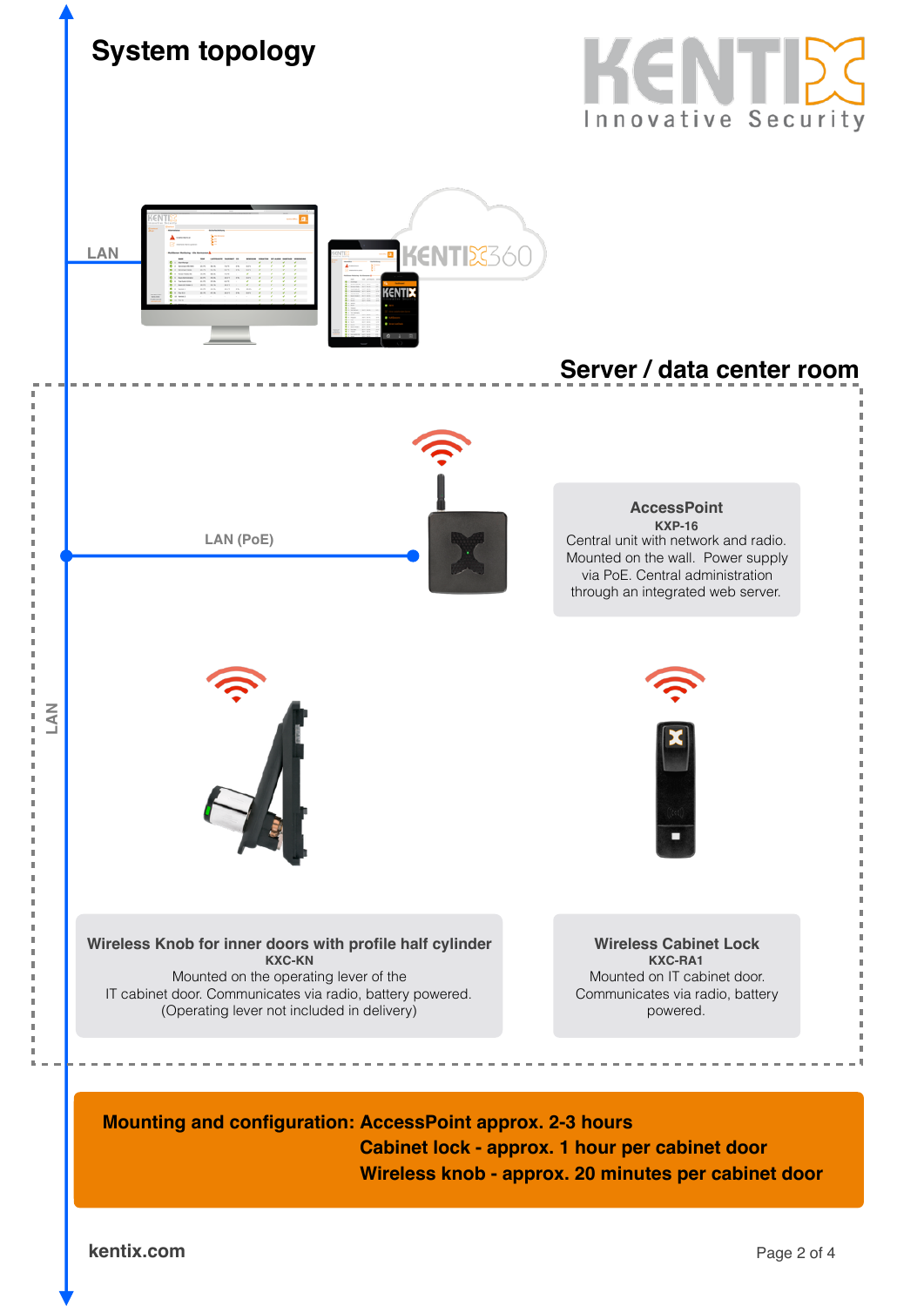# System topology

LAN

Server / data center room

LAN (PoE)

LAN

**AccessPoint**
**KXP-16**
Central unit with network and radio. Mounted on the wall. Power supply via PoE. Central administration through an integrated web server.

**Wireless Knob for inner doors with profile half cylinder**
**KXC-KN**
Mounted on the operating lever of the IT cabinet door. Communicates via radio, battery powered. (Operating lever not included in delivery)

**Wireless Cabinet Lock**
**KXC-RA1**
Mounted on IT cabinet door. Communicates via radio, battery powered.

**Mounting and configuration: AccessPoint approx. 2-3 hours**
**Cabinet lock - approx. 1 hour per cabinet door**
**Wireless knob - approx. 20 minutes per cabinet door**

kentix.com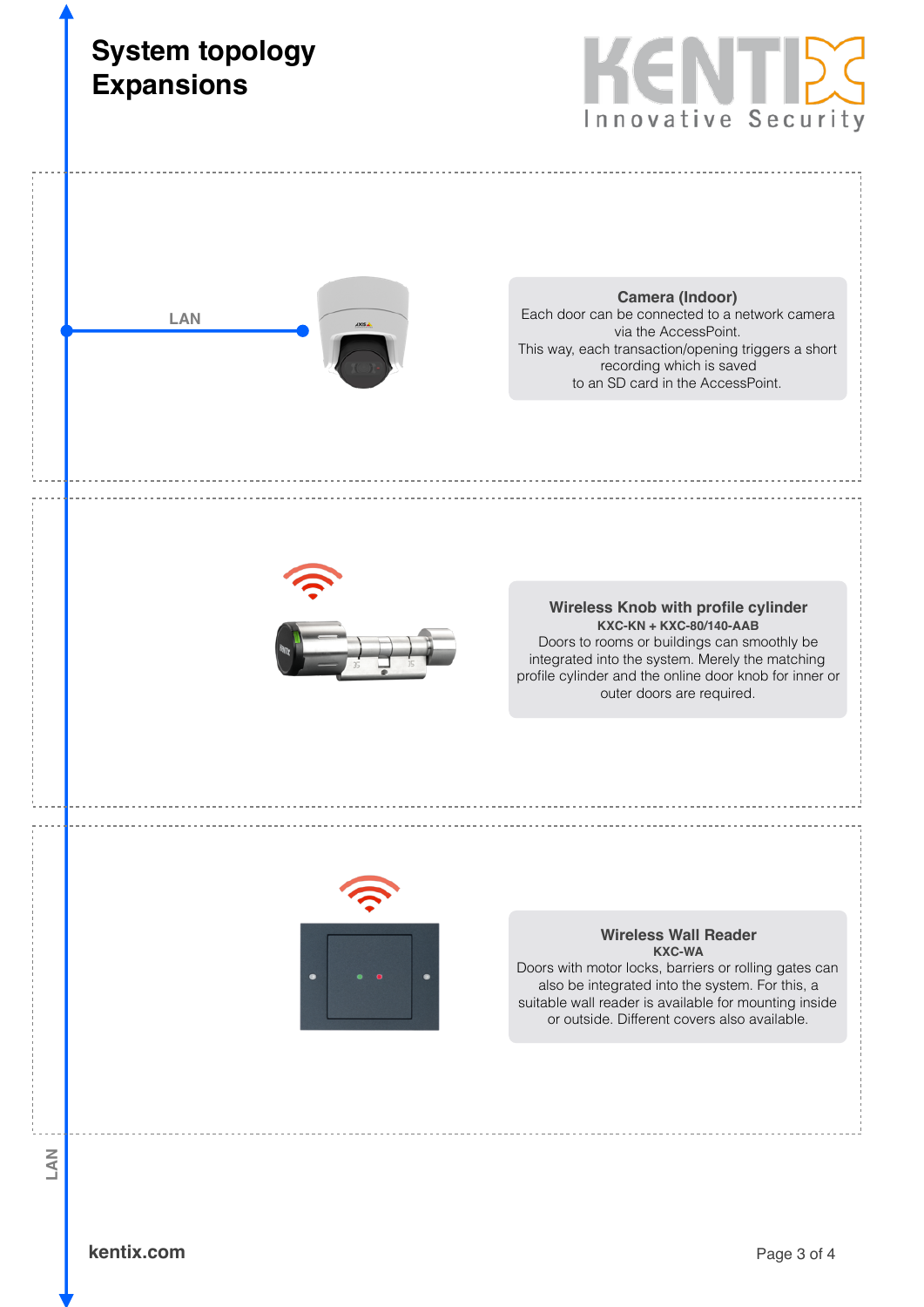# System topology Expansions

LAN

**Camera (Indoor)**
Each door can be connected to a network camera via the AccessPoint.
This way, each transaction/opening triggers a short recording which is saved to an SD card in the AccessPoint.

**Wireless Knob with profile cylinder**
**KXC-KN + KXC-80/140-AAB**
Doors to rooms or buildings can smoothly be integrated into the system. Merely the matching profile cylinder and the online door knob for inner or outer doors are required.

**Wireless Wall Reader**
**KXC-WA**
Doors with motor locks, barriers or rolling gates can also be integrated into the system. For this, a suitable wall reader is available for mounting inside or outside. Different covers also available.

LAN

kentix.com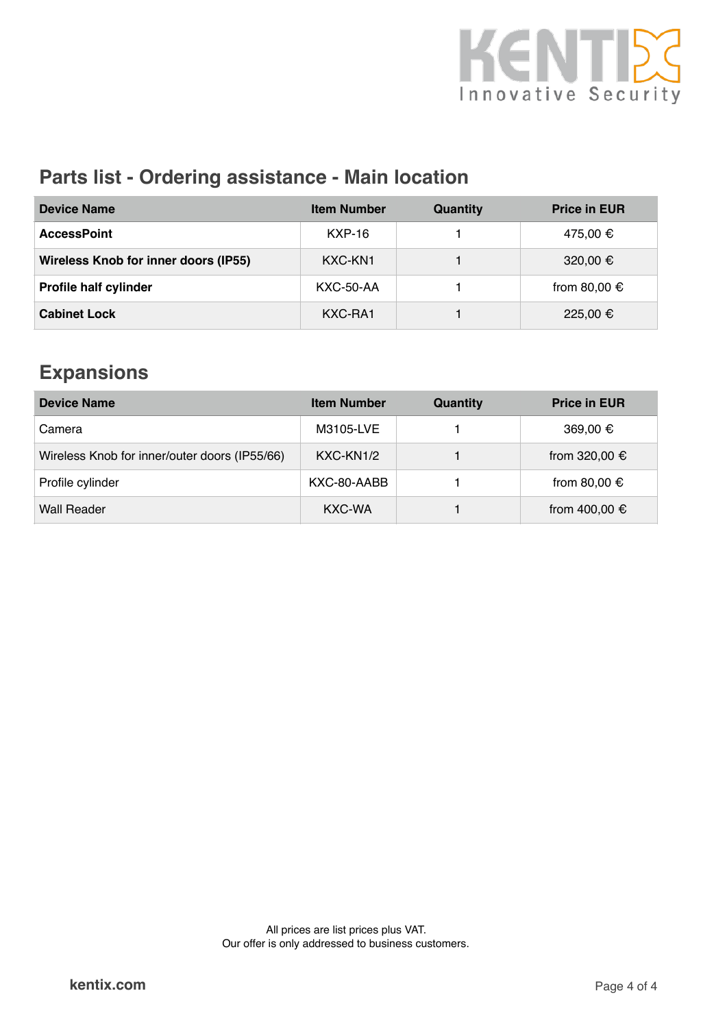## Parts list - Ordering assistance - Main location

| Device Name | Item Number | Quantity | Price in EUR |
|---|---|---|---|
| **AccessPoint** | KXP-16 | 1 | 475,00 € |
| **Wireless Knob for inner doors (IP55)** | KXC-KN1 | 1 | 320,00 € |
| **Profile half cylinder** | KXC-50-AA | 1 | from 80,00 € |
| **Cabinet Lock** | KXC-RA1 | 1 | 225,00 € |

## Expansions

| Device Name | Item Number | Quantity | Price in EUR |
|---|---|---|---|
| Camera | M3105-LVE | 1 | 369,00 € |
| Wireless Knob for inner/outer doors (IP55/66) | KXC-KN1/2 | 1 | from 320,00 € |
| Profile cylinder | KXC-80-AABB | 1 | from 80,00 € |
| Wall Reader | KXC-WA | 1 | from 400,00 € |

All prices are list prices plus VAT.
Our offer is only addressed to business customers.